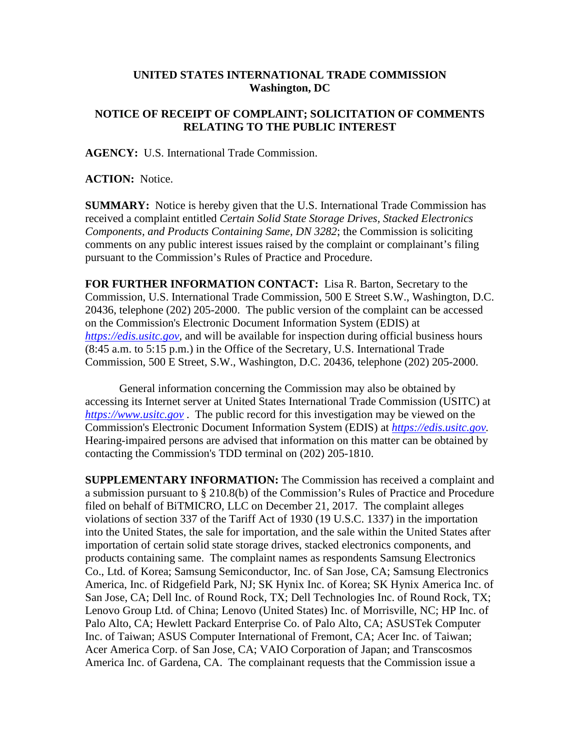**UNITED STATES INTERNATIONAL TRADE COMMISSION**
**Washington, DC**

**NOTICE OF RECEIPT OF COMPLAINT; SOLICITATION OF COMMENTS RELATING TO THE PUBLIC INTEREST**

**AGENCY:** U.S. International Trade Commission.

**ACTION:** Notice.

**SUMMARY:** Notice is hereby given that the U.S. International Trade Commission has received a complaint entitled *Certain Solid State Storage Drives, Stacked Electronics Components, and Products Containing Same, DN 3282*; the Commission is soliciting comments on any public interest issues raised by the complaint or complainant's filing pursuant to the Commission's Rules of Practice and Procedure.

**FOR FURTHER INFORMATION CONTACT:** Lisa R. Barton, Secretary to the Commission, U.S. International Trade Commission, 500 E Street S.W., Washington, D.C. 20436, telephone (202) 205-2000. The public version of the complaint can be accessed on the Commission's Electronic Document Information System (EDIS) at *https://edis.usitc.gov*, and will be available for inspection during official business hours (8:45 a.m. to 5:15 p.m.) in the Office of the Secretary, U.S. International Trade Commission, 500 E Street, S.W., Washington, D.C. 20436, telephone (202) 205-2000.

General information concerning the Commission may also be obtained by accessing its Internet server at United States International Trade Commission (USITC) at *https://www.usitc.gov* . The public record for this investigation may be viewed on the Commission's Electronic Document Information System (EDIS) at *https://edis.usitc.gov.* Hearing-impaired persons are advised that information on this matter can be obtained by contacting the Commission's TDD terminal on (202) 205-1810.

**SUPPLEMENTARY INFORMATION:** The Commission has received a complaint and a submission pursuant to § 210.8(b) of the Commission's Rules of Practice and Procedure filed on behalf of BiTMICRO, LLC on December 21, 2017. The complaint alleges violations of section 337 of the Tariff Act of 1930 (19 U.S.C. 1337) in the importation into the United States, the sale for importation, and the sale within the United States after importation of certain solid state storage drives, stacked electronics components, and products containing same. The complaint names as respondents Samsung Electronics Co., Ltd. of Korea; Samsung Semiconductor, Inc. of San Jose, CA; Samsung Electronics America, Inc. of Ridgefield Park, NJ; SK Hynix Inc. of Korea; SK Hynix America Inc. of San Jose, CA; Dell Inc. of Round Rock, TX; Dell Technologies Inc. of Round Rock, TX; Lenovo Group Ltd. of China; Lenovo (United States) Inc. of Morrisville, NC; HP Inc. of Palo Alto, CA; Hewlett Packard Enterprise Co. of Palo Alto, CA; ASUSTek Computer Inc. of Taiwan; ASUS Computer International of Fremont, CA; Acer Inc. of Taiwan; Acer America Corp. of San Jose, CA; VAIO Corporation of Japan; and Transcosmos America Inc. of Gardena, CA. The complainant requests that the Commission issue a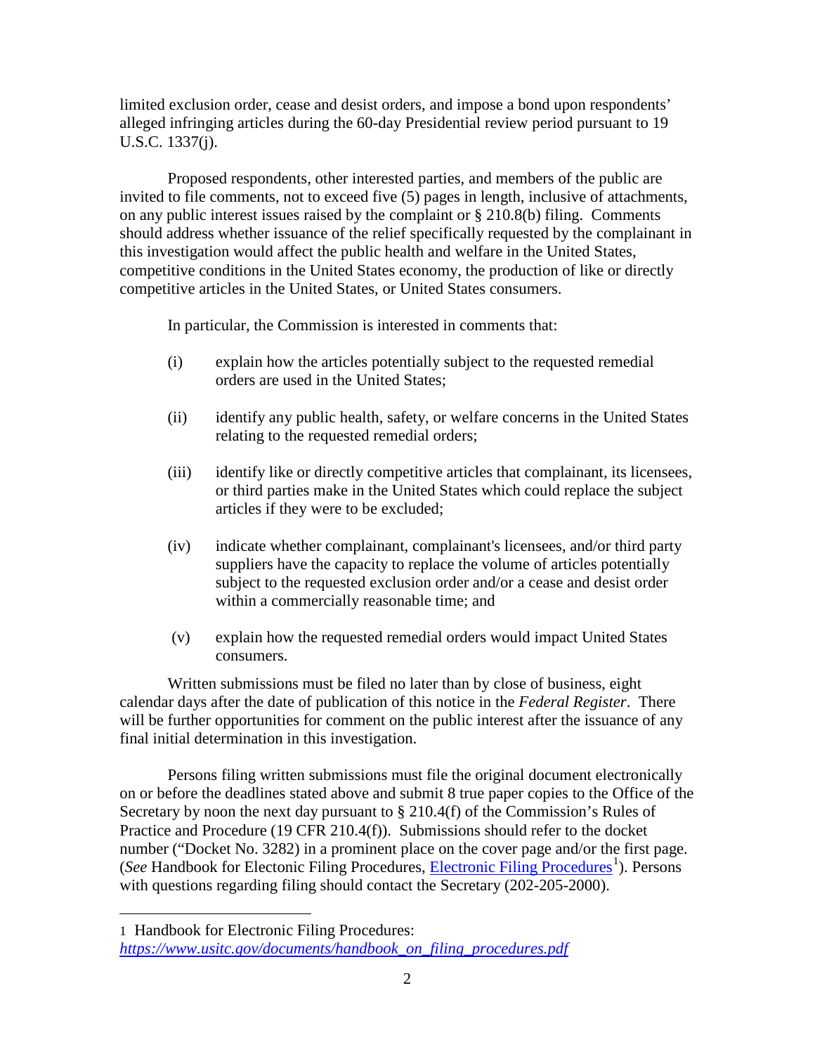limited exclusion order, cease and desist orders, and impose a bond upon respondents' alleged infringing articles during the 60-day Presidential review period pursuant to 19 U.S.C. 1337(j).

Proposed respondents, other interested parties, and members of the public are invited to file comments, not to exceed five (5) pages in length, inclusive of attachments, on any public interest issues raised by the complaint or § 210.8(b) filing. Comments should address whether issuance of the relief specifically requested by the complainant in this investigation would affect the public health and welfare in the United States, competitive conditions in the United States economy, the production of like or directly competitive articles in the United States, or United States consumers.

In particular, the Commission is interested in comments that:

(i) explain how the articles potentially subject to the requested remedial orders are used in the United States;

(ii) identify any public health, safety, or welfare concerns in the United States relating to the requested remedial orders;

(iii) identify like or directly competitive articles that complainant, its licensees, or third parties make in the United States which could replace the subject articles if they were to be excluded;

(iv) indicate whether complainant, complainant's licensees, and/or third party suppliers have the capacity to replace the volume of articles potentially subject to the requested exclusion order and/or a cease and desist order within a commercially reasonable time; and

(v) explain how the requested remedial orders would impact United States consumers.

Written submissions must be filed no later than by close of business, eight calendar days after the date of publication of this notice in the *Federal Register*. There will be further opportunities for comment on the public interest after the issuance of any final initial determination in this investigation.

Persons filing written submissions must file the original document electronically on or before the deadlines stated above and submit 8 true paper copies to the Office of the Secretary by noon the next day pursuant to § 210.4(f) of the Commission's Rules of Practice and Procedure (19 CFR 210.4(f)). Submissions should refer to the docket number ("Docket No. 3282) in a prominent place on the cover page and/or the first page. (*See* Handbook for Electonic Filing Procedures, Electronic Filing Procedures[1]). Persons with questions regarding filing should contact the Secretary (202-205-2000).

---

1 Handbook for Electronic Filing Procedures: *https://www.usitc.gov/documents/handbook_on_filing_procedures.pdf*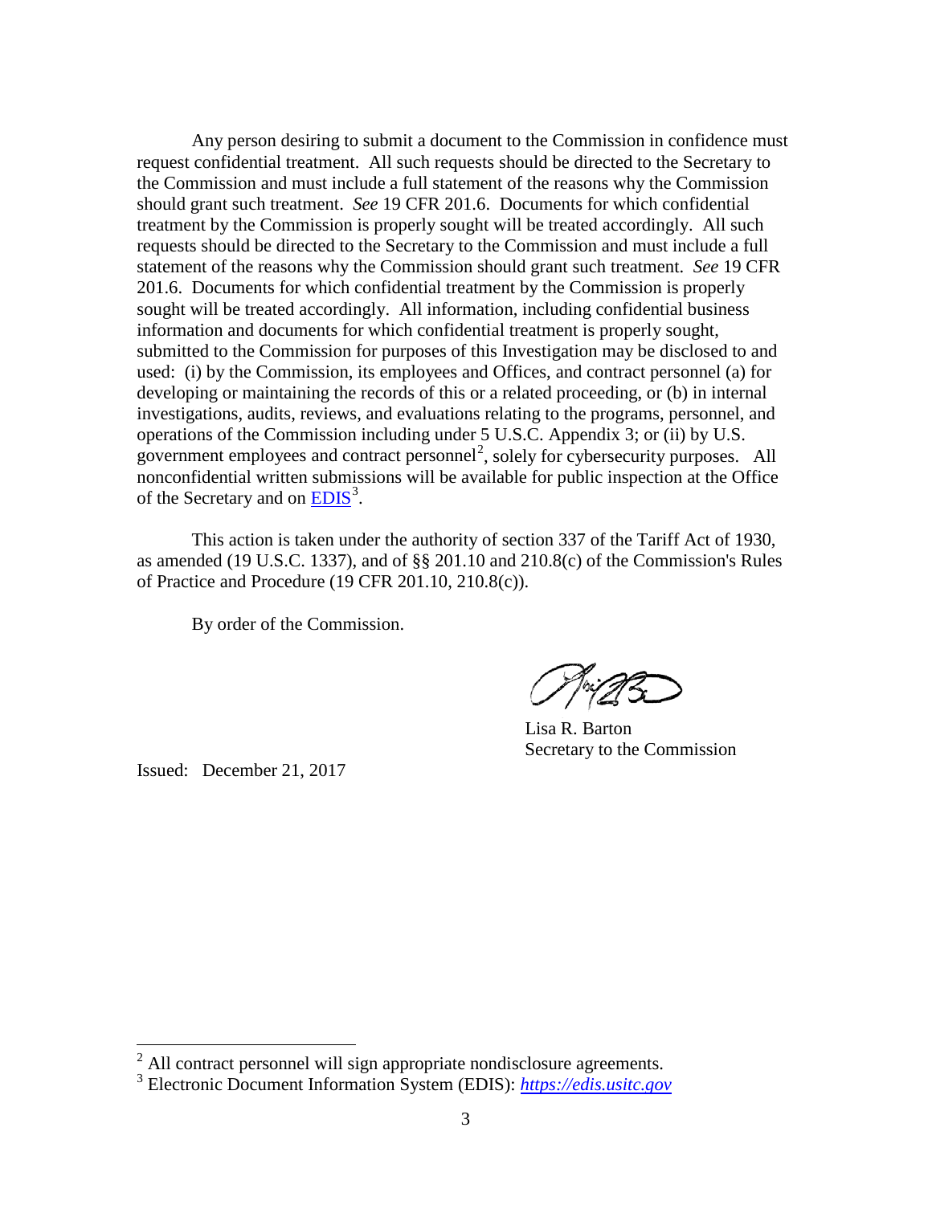Any person desiring to submit a document to the Commission in confidence must request confidential treatment. All such requests should be directed to the Secretary to the Commission and must include a full statement of the reasons why the Commission should grant such treatment. *See* 19 CFR 201.6. Documents for which confidential treatment by the Commission is properly sought will be treated accordingly. All such requests should be directed to the Secretary to the Commission and must include a full statement of the reasons why the Commission should grant such treatment. *See* 19 CFR 201.6. Documents for which confidential treatment by the Commission is properly sought will be treated accordingly. All information, including confidential business information and documents for which confidential treatment is properly sought, submitted to the Commission for purposes of this Investigation may be disclosed to and used: (i) by the Commission, its employees and Offices, and contract personnel (a) for developing or maintaining the records of this or a related proceeding, or (b) in internal investigations, audits, reviews, and evaluations relating to the programs, personnel, and operations of the Commission including under 5 U.S.C. Appendix 3; or (ii) by U.S. government employees and contract personnel[2], solely for cybersecurity purposes. All nonconfidential written submissions will be available for public inspection at the Office of the Secretary and on EDIS[3].

This action is taken under the authority of section 337 of the Tariff Act of 1930, as amended (19 U.S.C. 1337), and of §§ 201.10 and 210.8(c) of the Commission's Rules of Practice and Procedure (19 CFR 201.10, 210.8(c)).

By order of the Commission.

Lisa R. Barton
Secretary to the Commission

Issued: December 21, 2017

---

[2] All contract personnel will sign appropriate nondisclosure agreements.

[3] Electronic Document Information System (EDIS): *https://edis.usitc.gov*